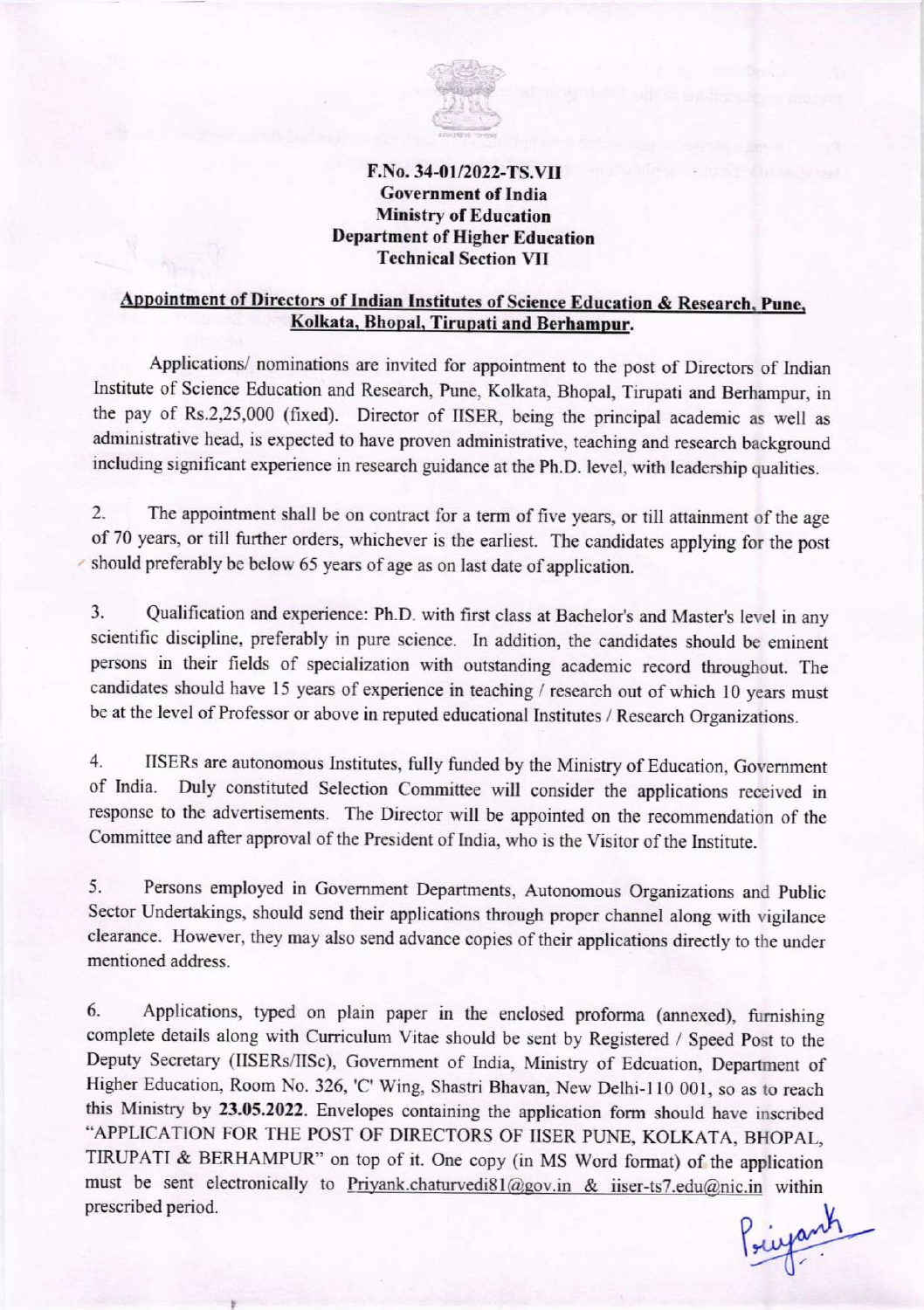**F.No. 34-01/2022-TS.VII**
**Government of India**
**Ministry of Education**
**Department of Higher Education**
**Technical Section VII**

**Appointment of Directors of Indian Institutes of Science Education & Research, Pune, Kolkata, Bhopal, Tirupati and Berhampur.**

Applications/ nominations are invited for appointment to the post of Directors of Indian Institute of Science Education and Research, Pune, Kolkata, Bhopal, Tirupati and Berhampur, in the pay of Rs.2,25,000 (fixed). Director of IISER, being the principal academic as well as administrative head, is expected to have proven administrative, teaching and research background including significant experience in research guidance at the Ph.D. level, with leadership qualities.

2. The appointment shall be on contract for a term of five years, or till attainment of the age of 70 years, or till further orders, whichever is the earliest. The candidates applying for the post should preferably be below 65 years of age as on last date of application.

3. Qualification and experience: Ph.D. with first class at Bachelor's and Master's level in any scientific discipline, preferably in pure science. In addition, the candidates should be eminent persons in their fields of specialization with outstanding academic record throughout. The candidates should have 15 years of experience in teaching / research out of which 10 years must be at the level of Professor or above in reputed educational Institutes / Research Organizations.

4. IISERs are autonomous Institutes, fully funded by the Ministry of Education, Government of India. Duly constituted Selection Committee will consider the applications received in response to the advertisements. The Director will be appointed on the recommendation of the Committee and after approval of the President of India, who is the Visitor of the Institute.

5. Persons employed in Government Departments, Autonomous Organizations and Public Sector Undertakings, should send their applications through proper channel along with vigilance clearance. However, they may also send advance copies of their applications directly to the under mentioned address.

6. Applications, typed on plain paper in the enclosed proforma (annexed), furnishing complete details along with Curriculum Vitae should be sent by Registered / Speed Post to the Deputy Secretary (IISERs/IISc), Government of India, Ministry of Edcuation, Department of Higher Education, Room No. 326, 'C' Wing, Shastri Bhavan, New Delhi-110 001, so as to reach this Ministry by **23.05.2022**. Envelopes containing the application form should have inscribed "APPLICATION FOR THE POST OF DIRECTORS OF IISER PUNE, KOLKATA, BHOPAL, TIRUPATI & BERHAMPUR" on top of it. One copy (in MS Word format) of the application must be sent electronically to Priyank.chaturvedi81@gov.in & iiser-ts7.edu@nic.in within prescribed period.

Priyank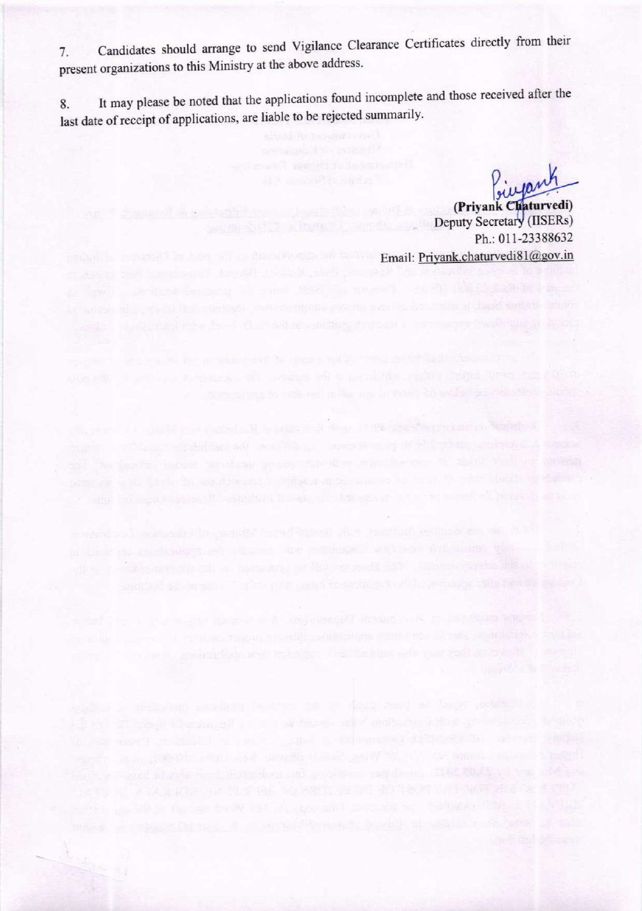7. Candidates should arrange to send Vigilance Clearance Certificates directly from their present organizations to this Ministry at the above address.

8. It may please be noted that the applications found incomplete and those received after the last date of receipt of applications, are liable to be rejected summarily.

(Priyank Chaturvedi)
Deputy Secretary (IISERs)
Ph.: 011-23388632
Email: Priyank.chaturvedi81@gov.in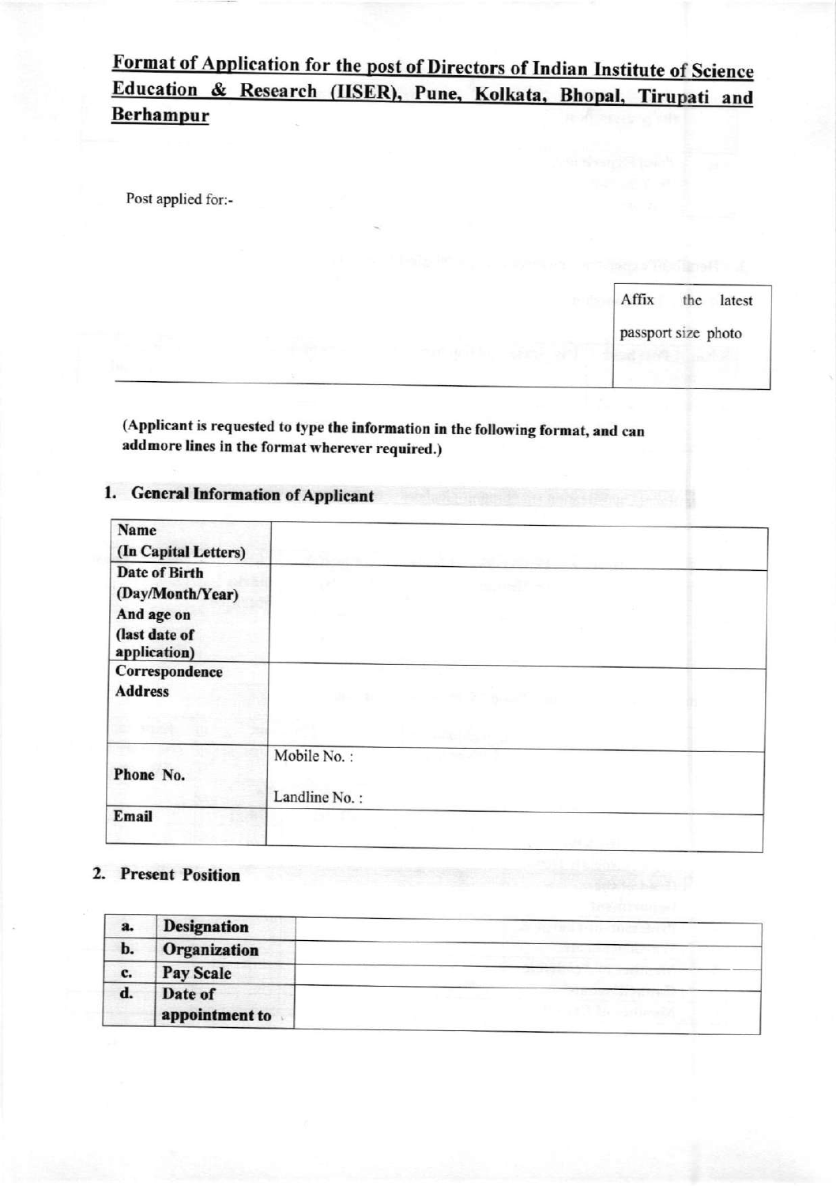## Format of Application for the post of Directors of Indian Institute of Science Education & Research (IISER), Pune, Kolkata, Bhopal, Tirupati and Berhampur

Post applied for:-

| Affix the latest passport size photo |
|---|

**(Applicant is requested to type the information in the following format, and can addmore lines in the format wherever required.)**

### 1. General Information of Applicant

| | |
|---|---|
| **Name (In Capital Letters)** | |
| **Date of Birth (Day/Month/Year) And age on (last date of application)** | |
| **Correspondence Address** | |
| **Phone No.** | Mobile No. :<br>Landline No. : |
| **Email** | |

### 2. Present Position

| | | |
|---|---|---|
| **a.** | **Designation** | |
| **b.** | **Organization** | |
| **c.** | **Pay Scale** | |
| **d.** | **Date of appointment to** | |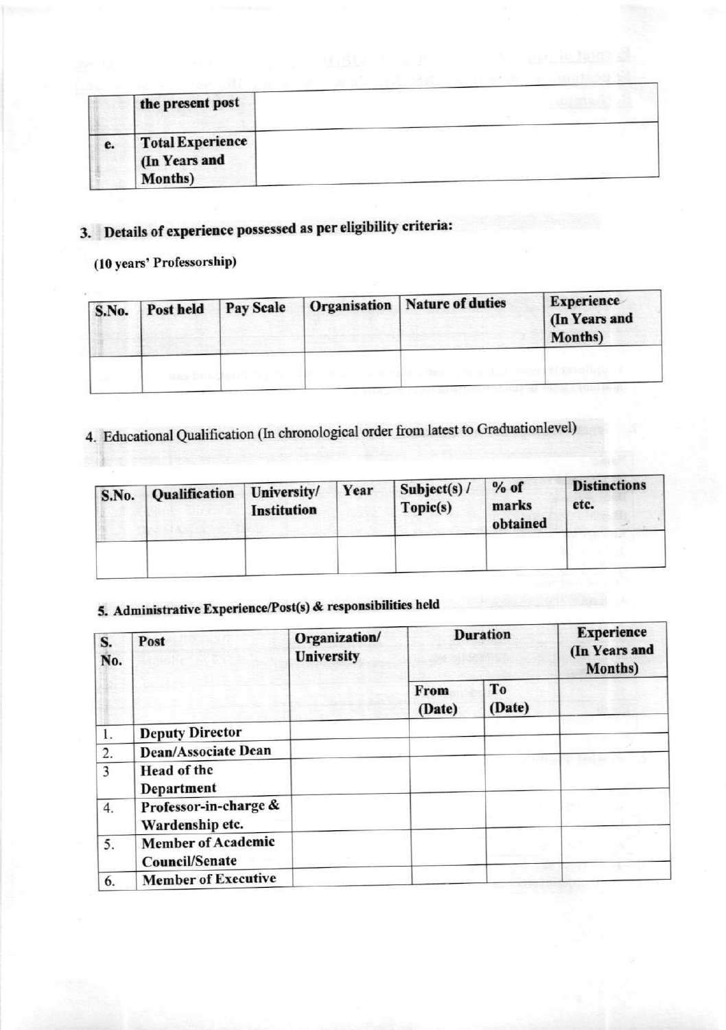| | | |
|---|---|---|
| | the present post | |
| e. | Total Experience (In Years and Months) | |

3. **Details of experience possessed as per eligibility criteria:**

**(10 years' Professorship)**

| S.No. | Post held | Pay Scale | Organisation | Nature of duties | Experience (In Years and Months) |
|---|---|---|---|---|---|
| | | | | | |

4. Educational Qualification (In chronological order from latest to Graduationlevel)

| S.No. | Qualification | University/ Institution | Year | Subject(s) / Topic(s) | % of marks obtained | Distinctions etc. |
|---|---|---|---|---|---|---|
| | | | | | | |

5. **Administrative Experience/Post(s) & responsibilities held**

| S. No. | Post | Organization/ University | Duration | | Experience (In Years and Months) |
|---|---|---|---|---|---|
| | | | From (Date) | To (Date) | |
| 1. | Deputy Director | | | | |
| 2. | Dean/Associate Dean | | | | |
| 3 | Head of the Department | | | | |
| 4. | Professor-in-charge & Wardenship etc. | | | | |
| 5. | Member of Academic Council/Senate | | | | |
| 6. | Member of Executive | | | | |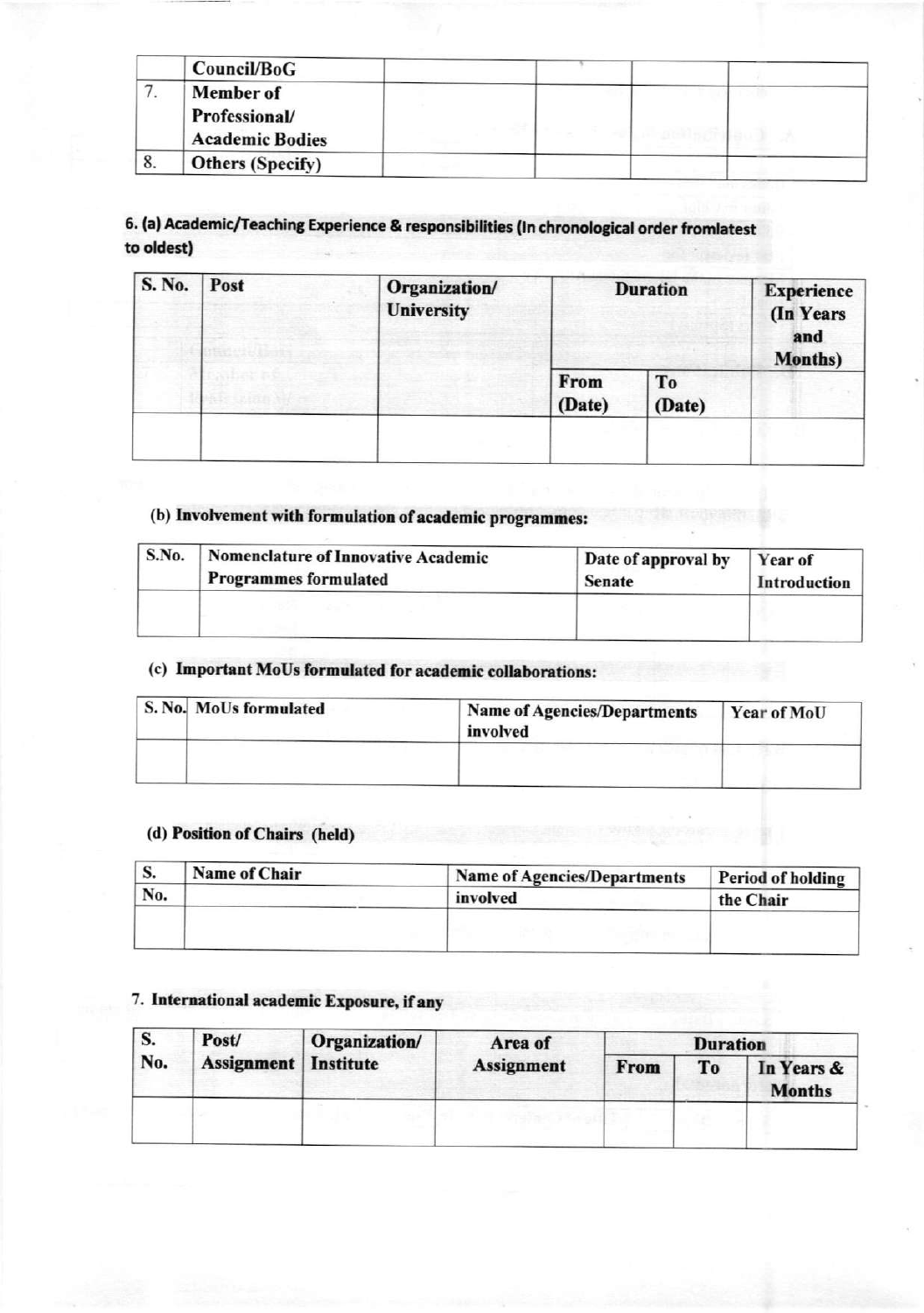| | Council/BoG | | | | |
|---|---|---|---|---|---|
| 7. | Member of Professional/ Academic Bodies | | | | |
| 8. | Others (Specify) | | | | |

### 6. (a) Academic/Teaching Experience & responsibilities (In chronological order fromlatest to oldest)

| S. No. | Post | Organization/ University | Duration | | Experience (In Years and Months) |
|---|---|---|---|---|---|
| | | | From (Date) | To (Date) | |
| | | | | | |

### (b) Involvement with formulation of academic programmes:

| S.No. | Nomenclature of Innovative Academic Programmes formulated | Date of approval by Senate | Year of Introduction |
|---|---|---|---|
| | | | |

### (c) Important MoUs formulated for academic collaborations:

| S. No. | MoUs formulated | Name of Agencies/Departments involved | Year of MoU |
|---|---|---|---|
| | | | |

### (d) Position of Chairs (held)

| S. No. | Name of Chair | Name of Agencies/Departments involved | Period of holding the Chair |
|---|---|---|---|
| | | | |

### 7. International academic Exposure, if any

| S. No. | Post/ Assignment | Organization/ Institute | Area of Assignment | Duration | | |
|---|---|---|---|---|---|---|
| | | | | From | To | In Years & Months |
| | | | | | | |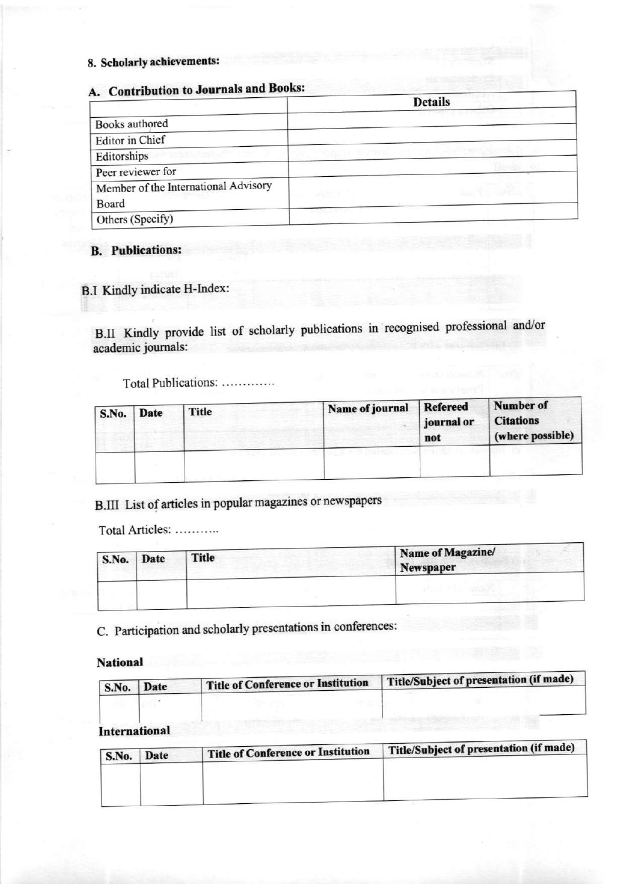## 8. Scholarly achievements:

### A. Contribution to Journals and Books:

| | Details |
|---|---|
| Books authored | |
| Editor in Chief | |
| Editorships | |
| Peer reviewer for | |
| Member of the International Advisory Board | |
| Others (Specify) | |

### B. Publications:

B.I Kindly indicate H-Index:

B.II Kindly provide list of scholarly publications in recognised professional and/or academic journals:

Total Publications: ............

| S.No. | Date | Title | Name of journal | Refereed journal or not | Number of Citations (where possible) |
|---|---|---|---|---|---|
| | | | | | |

B.III List of articles in popular magazines or newspapers

Total Articles: ..........

| S.No. | Date | Title | Name of Magazine/ Newspaper |
|---|---|---|---|
| | | | |

C. Participation and scholarly presentations in conferences:

**National**

| S.No. | Date | Title of Conference or Institution | Title/Subject of presentation (if made) |
|---|---|---|---|
| | | | |

**International**

| S.No. | Date | Title of Conference or Institution | Title/Subject of presentation (if made) |
|---|---|---|---|
| | | | |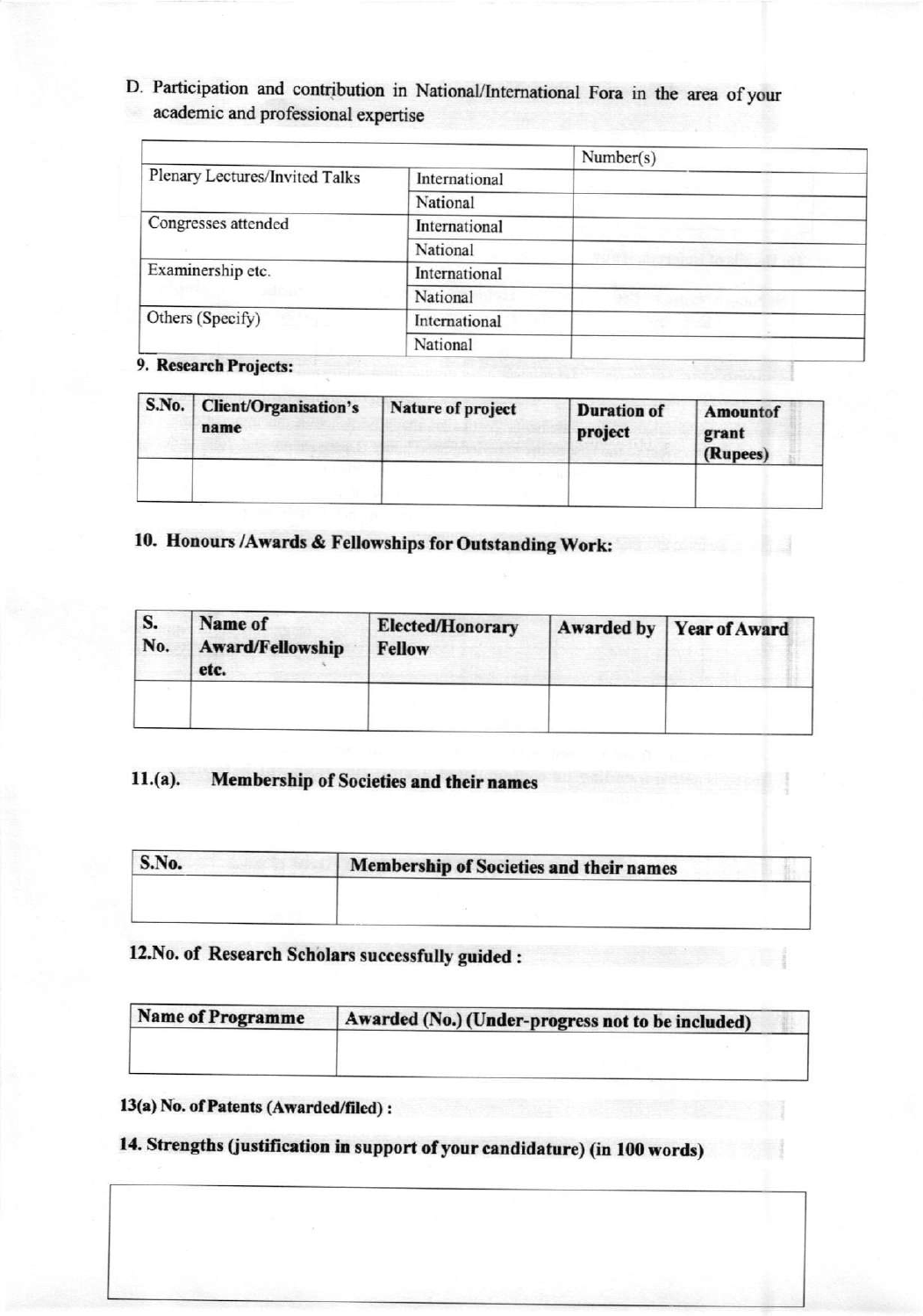D. Participation and contribution in National/International Fora in the area of your academic and professional expertise

| | | Number(s) |
|---|---|---|
| Plenary Lectures/Invited Talks | International | |
| | National | |
| Congresses attended | International | |
| | National | |
| Examinership etc. | International | |
| | National | |
| Others (Specify) | International | |
| | National | |

**9. Research Projects:**

| S.No. | Client/Organisation's name | Nature of project | Duration of project | Amountof grant (Rupees) |
|---|---|---|---|---|
| | | | | |

**10. Honours /Awards & Fellowships for Outstanding Work:**

| S. No. | Name of Award/Fellowship etc. | Elected/Honorary Fellow | Awarded by | Year of Award |
|---|---|---|---|---|
| | | | | |

**11.(a). Membership of Societies and their names**

| S.No. | Membership of Societies and their names |
|---|---|
| | |

**12.No. of Research Scholars successfully guided :**

| Name of Programme | Awarded (No.) (Under-progress not to be included) |
|---|---|
| | |

**13(a) No. of Patents (Awarded/filed) :**

**14. Strengths (justification in support of your candidature) (in 100 words)**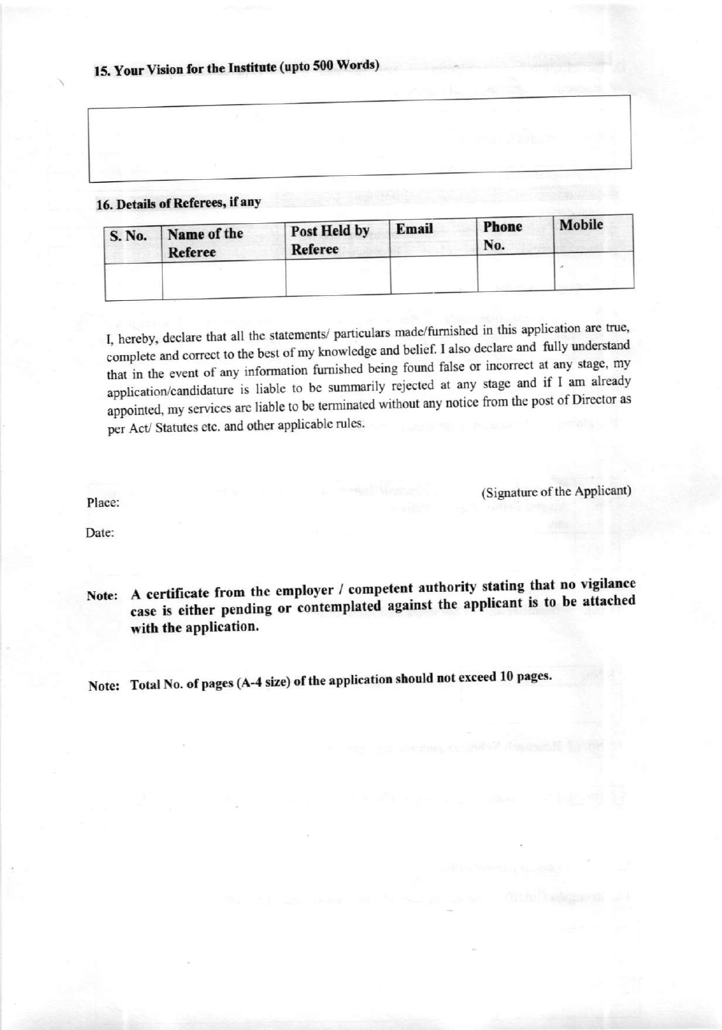**15. Your Vision for the Institute (upto 500 Words)**

| |
|---|
| |

**16. Details of Referees, if any**

| S. No. | Name of the Referee | Post Held by Referee | Email | Phone No. | Mobile |
|---|---|---|---|---|---|
| | | | | | |

I, hereby, declare that all the statements/ particulars made/furnished in this application are true, complete and correct to the best of my knowledge and belief. I also declare and fully understand that in the event of any information furnished being found false or incorrect at any stage, my application/candidature is liable to be summarily rejected at any stage and if I am already appointed, my services are liable to be terminated without any notice from the post of Director as per Act/ Statutes etc. and other applicable rules.

Place:

(Signature of the Applicant)

Date:

**Note: A certificate from the employer / competent authority stating that no vigilance case is either pending or contemplated against the applicant is to be attached with the application.**

**Note: Total No. of pages (A-4 size) of the application should not exceed 10 pages.**